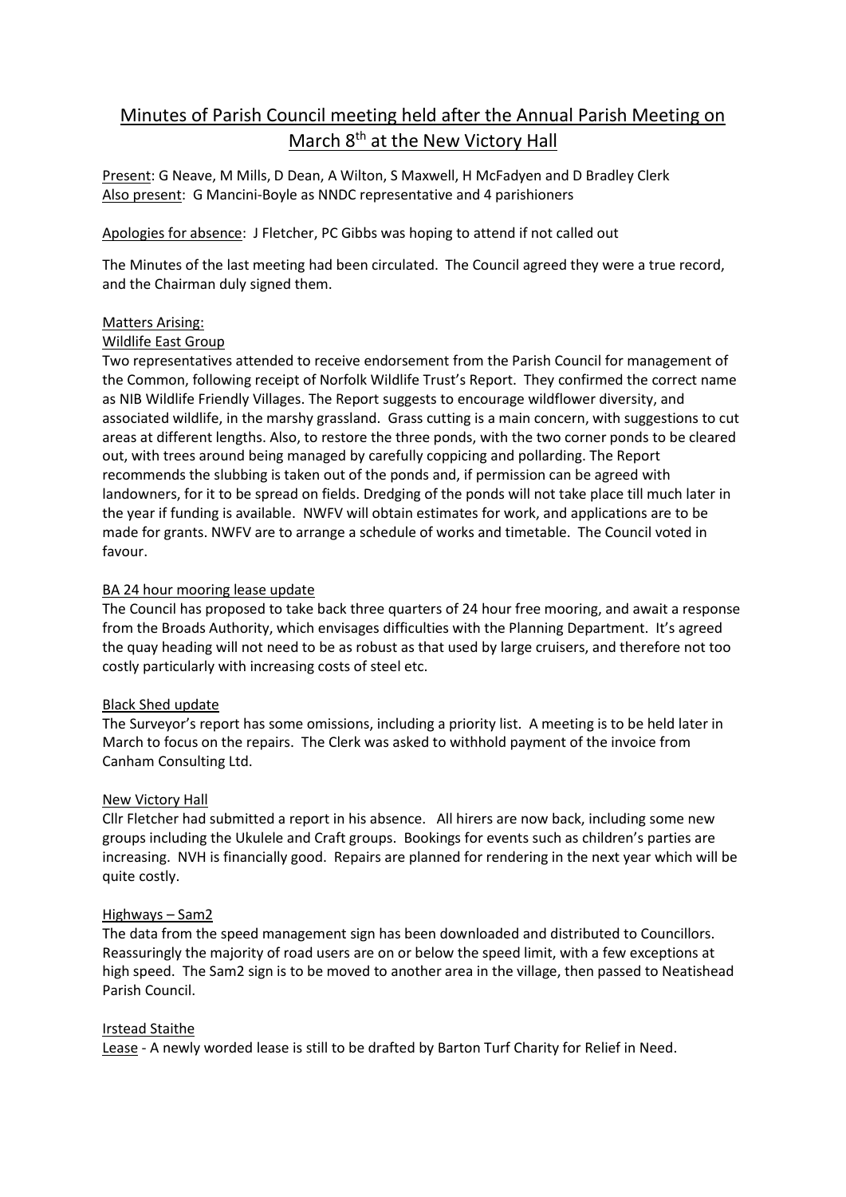# Minutes of Parish Council meeting held after the Annual Parish Meeting on March 8th at the New Victory Hall

Present: G Neave, M Mills, D Dean, A Wilton, S Maxwell, H McFadyen and D Bradley Clerk
Also present: G Mancini-Boyle as NNDC representative and 4 parishioners

Apologies for absence: J Fletcher, PC Gibbs was hoping to attend if not called out

The Minutes of the last meeting had been circulated. The Council agreed they were a true record, and the Chairman duly signed them.

## Matters Arising:

### Wildlife East Group

Two representatives attended to receive endorsement from the Parish Council for management of the Common, following receipt of Norfolk Wildlife Trust's Report. They confirmed the correct name as NIB Wildlife Friendly Villages. The Report suggests to encourage wildflower diversity, and associated wildlife, in the marshy grassland. Grass cutting is a main concern, with suggestions to cut areas at different lengths. Also, to restore the three ponds, with the two corner ponds to be cleared out, with trees around being managed by carefully coppicing and pollarding. The Report recommends the slubbing is taken out of the ponds and, if permission can be agreed with landowners, for it to be spread on fields. Dredging of the ponds will not take place till much later in the year if funding is available. NWFV will obtain estimates for work, and applications are to be made for grants. NWFV are to arrange a schedule of works and timetable. The Council voted in favour.

### BA 24 hour mooring lease update

The Council has proposed to take back three quarters of 24 hour free mooring, and await a response from the Broads Authority, which envisages difficulties with the Planning Department. It's agreed the quay heading will not need to be as robust as that used by large cruisers, and therefore not too costly particularly with increasing costs of steel etc.

### Black Shed update

The Surveyor's report has some omissions, including a priority list. A meeting is to be held later in March to focus on the repairs. The Clerk was asked to withhold payment of the invoice from Canham Consulting Ltd.

### New Victory Hall

Cllr Fletcher had submitted a report in his absence. All hirers are now back, including some new groups including the Ukulele and Craft groups. Bookings for events such as children's parties are increasing. NVH is financially good. Repairs are planned for rendering in the next year which will be quite costly.

### Highways – Sam2

The data from the speed management sign has been downloaded and distributed to Councillors. Reassuringly the majority of road users are on or below the speed limit, with a few exceptions at high speed. The Sam2 sign is to be moved to another area in the village, then passed to Neatishead Parish Council.

### Irstead Staithe

Lease - A newly worded lease is still to be drafted by Barton Turf Charity for Relief in Need.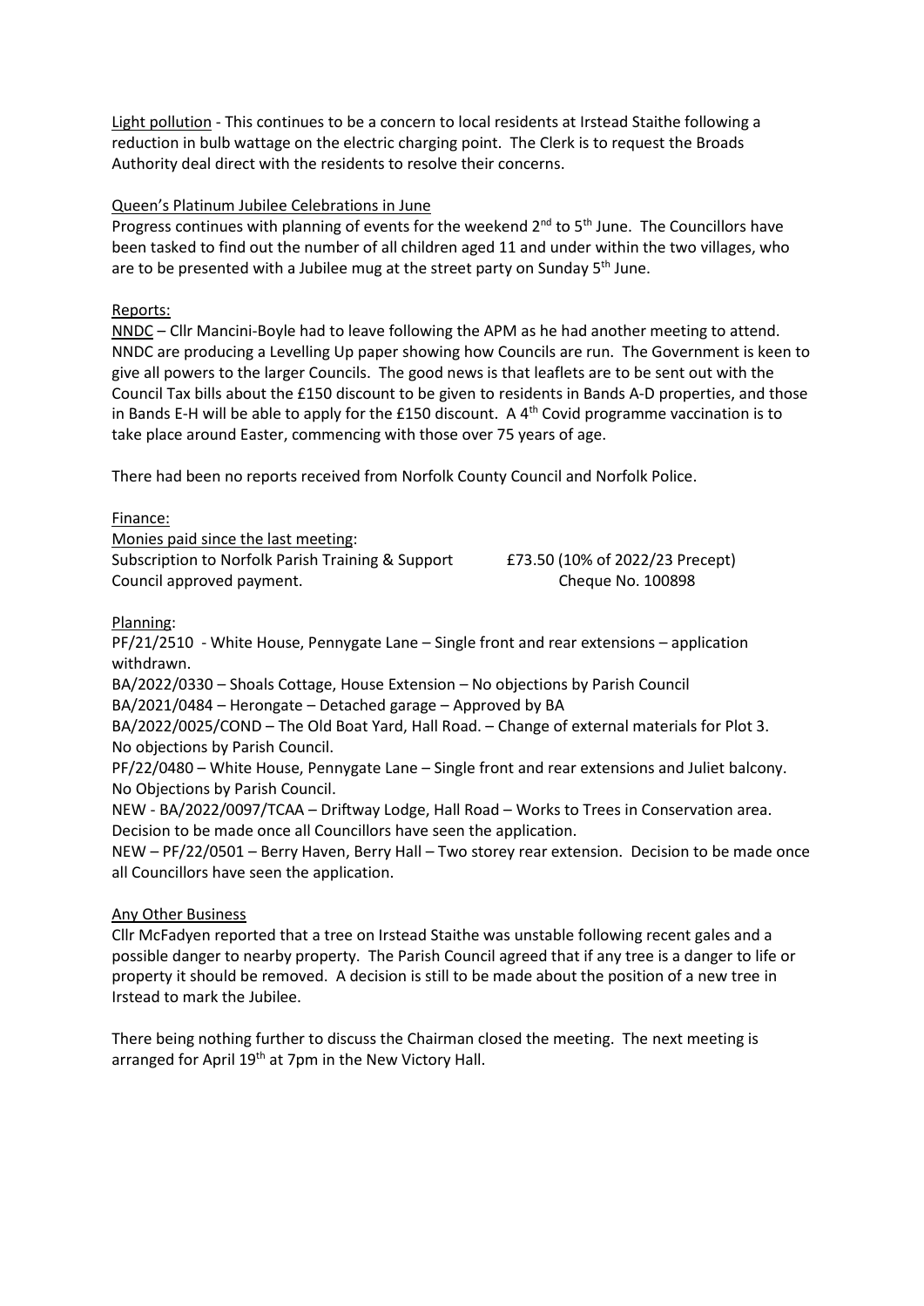Light pollution - This continues to be a concern to local residents at Irstead Staithe following a reduction in bulb wattage on the electric charging point. The Clerk is to request the Broads Authority deal direct with the residents to resolve their concerns.

Queen's Platinum Jubilee Celebrations in June

Progress continues with planning of events for the weekend 2nd to 5th June. The Councillors have been tasked to find out the number of all children aged 11 and under within the two villages, who are to be presented with a Jubilee mug at the street party on Sunday 5th June.

Reports:

NNDC – Cllr Mancini-Boyle had to leave following the APM as he had another meeting to attend. NNDC are producing a Levelling Up paper showing how Councils are run. The Government is keen to give all powers to the larger Councils. The good news is that leaflets are to be sent out with the Council Tax bills about the £150 discount to be given to residents in Bands A-D properties, and those in Bands E-H will be able to apply for the £150 discount. A 4th Covid programme vaccination is to take place around Easter, commencing with those over 75 years of age.

There had been no reports received from Norfolk County Council and Norfolk Police.

Finance:

Monies paid since the last meeting:

| | |
|---|---|
| Subscription to Norfolk Parish Training & Support | £73.50 (10% of 2022/23 Precept) |
| Council approved payment. | Cheque No. 100898 |

Planning:

PF/21/2510 - White House, Pennygate Lane – Single front and rear extensions – application withdrawn.

BA/2022/0330 – Shoals Cottage, House Extension – No objections by Parish Council

BA/2021/0484 – Herongate – Detached garage – Approved by BA

BA/2022/0025/COND – The Old Boat Yard, Hall Road. – Change of external materials for Plot 3. No objections by Parish Council.

PF/22/0480 – White House, Pennygate Lane – Single front and rear extensions and Juliet balcony. No Objections by Parish Council.

NEW - BA/2022/0097/TCAA – Driftway Lodge, Hall Road – Works to Trees in Conservation area. Decision to be made once all Councillors have seen the application.

NEW – PF/22/0501 – Berry Haven, Berry Hall – Two storey rear extension. Decision to be made once all Councillors have seen the application.

Any Other Business

Cllr McFadyen reported that a tree on Irstead Staithe was unstable following recent gales and a possible danger to nearby property. The Parish Council agreed that if any tree is a danger to life or property it should be removed. A decision is still to be made about the position of a new tree in Irstead to mark the Jubilee.

There being nothing further to discuss the Chairman closed the meeting. The next meeting is arranged for April 19th at 7pm in the New Victory Hall.